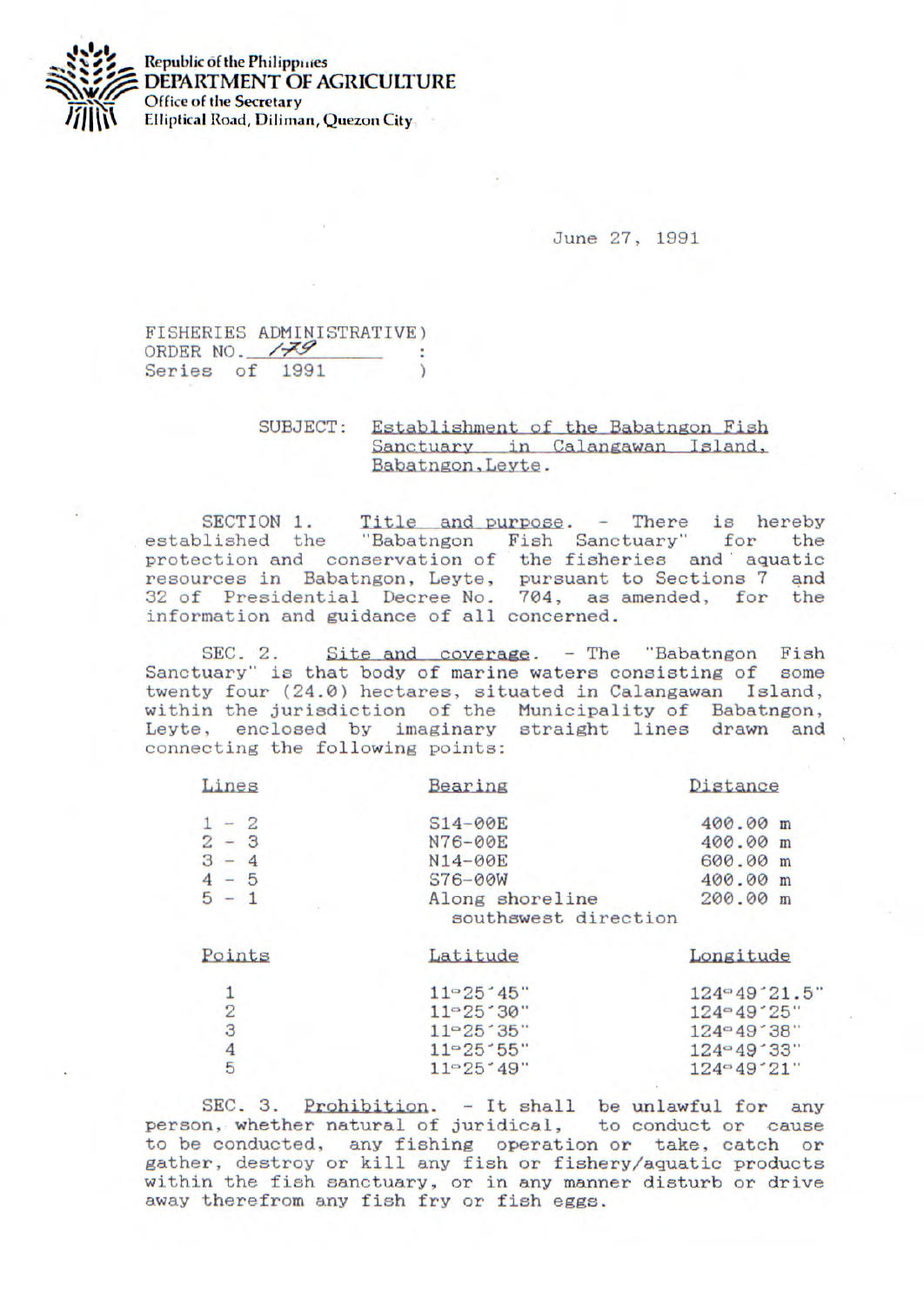Republic of the Philippines
**DEPARTMENT OF AGRICULTURE**
Office of the Secretary
Elliptical Road, Diliman, Quezon City

June 27, 1991

FISHERIES ADMINISTRATIVE)
ORDER NO. 179 :
Series of 1991 )

SUBJECT: Establishment of the Babatngon Fish Sanctuary in Calangawan Island, Babatngon, Leyte.

SECTION 1. Title and purpose. - There is hereby established the "Babatngon Fish Sanctuary" for the protection and conservation of the fisheries and aquatic resources in Babatngon, Leyte, pursuant to Sections 7 and 32 of Presidential Decree No. 704, as amended, for the information and guidance of all concerned.

SEC. 2. Site and coverage. - The "Babatngon Fish Sanctuary" is that body of marine waters consisting of some twenty four (24.0) hectares, situated in Calangawan Island, within the jurisdiction of the Municipality of Babatngon, Leyte, enclosed by imaginary straight lines drawn and connecting the following points:

| Lines | Bearing | Distance |
|---|---|---|
| 1 - 2 | S14-00E | 400.00 m |
| 2 - 3 | N76-00E | 400.00 m |
| 3 - 4 | N14-00E | 600.00 m |
| 4 - 5 | S76-00W | 400.00 m |
| 5 - 1 | Along shoreline southswest direction | 200.00 m |

| Points | Latitude | Longitude |
|---|---|---|
| 1 | 11°25'45" | 124°49'21.5" |
| 2 | 11°25'30" | 124°49'25" |
| 3 | 11°25'35" | 124°49'38" |
| 4 | 11°25'55" | 124°49'33" |
| 5 | 11°25'49" | 124°49'21" |

SEC. 3. Prohibition. - It shall be unlawful for any person, whether natural of juridical, to conduct or cause to be conducted, any fishing operation or take, catch or gather, destroy or kill any fish or fishery/aquatic products within the fish sanctuary, or in any manner disturb or drive away therefrom any fish fry or fish eggs.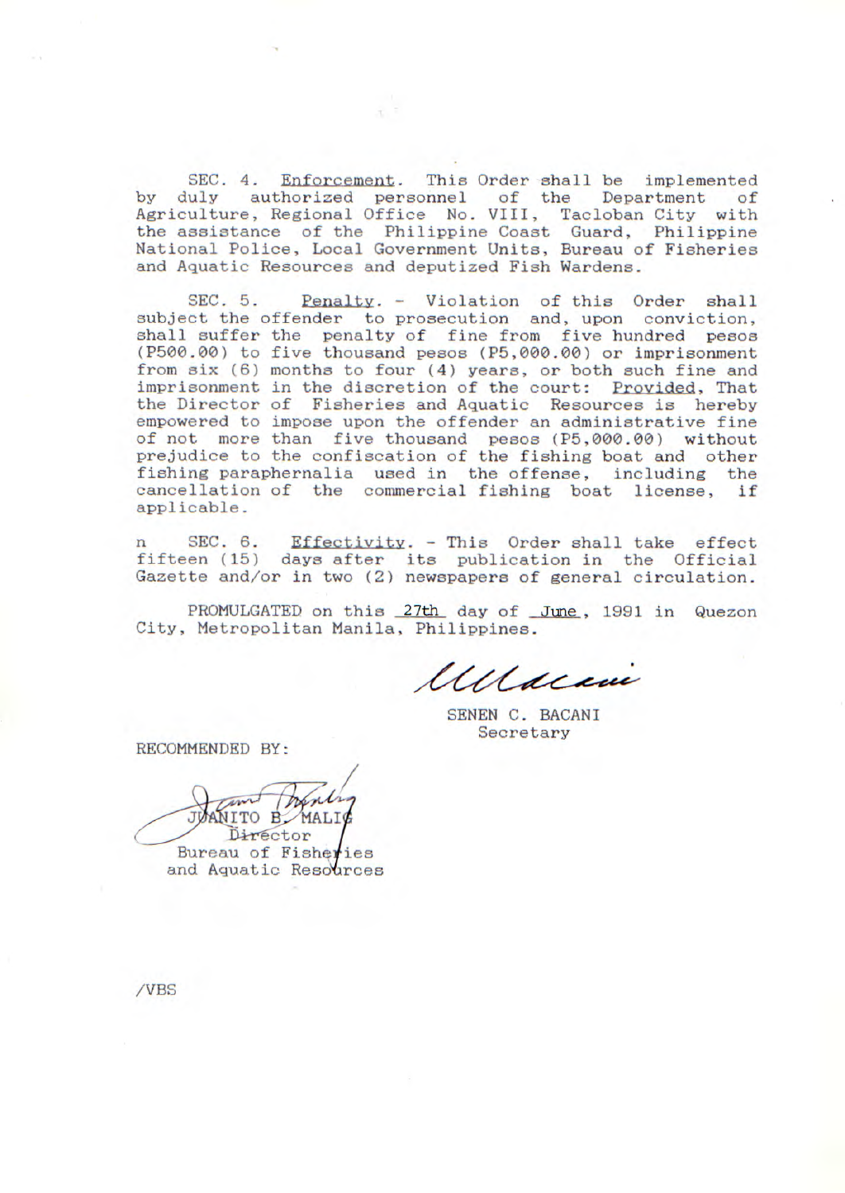SEC. 4. Enforcement. This Order shall be implemented by duly authorized personnel of the Department of Agriculture, Regional Office No. VIII, Tacloban City with the assistance of the Philippine Coast Guard, Philippine National Police, Local Government Units, Bureau of Fisheries and Aquatic Resources and deputized Fish Wardens.

SEC. 5. Penalty. - Violation of this Order shall subject the offender to prosecution and, upon conviction, shall suffer the penalty of fine from five hundred pesos (P500.00) to five thousand pesos (P5,000.00) or imprisonment from six (6) months to four (4) years, or both such fine and imprisonment in the discretion of the court: Provided, That the Director of Fisheries and Aquatic Resources is hereby empowered to impose upon the offender an administrative fine of not more than five thousand pesos (P5,000.00) without prejudice to the confiscation of the fishing boat and other fishing paraphernalia used in the offense, including the cancellation of the commercial fishing boat license, if applicable.

n SEC. 6. Effectivity. - This Order shall take effect fifteen (15) days after its publication in the Official Gazette and/or in two (2) newspapers of general circulation.

PROMULGATED on this 27th day of June, 1991 in Quezon City, Metropolitan Manila, Philippines.

SENEN C. BACANI
Secretary

RECOMMENDED BY:

JUANITO B. MALIG
Director
Bureau of Fisheries
and Aquatic Resources

/VBS